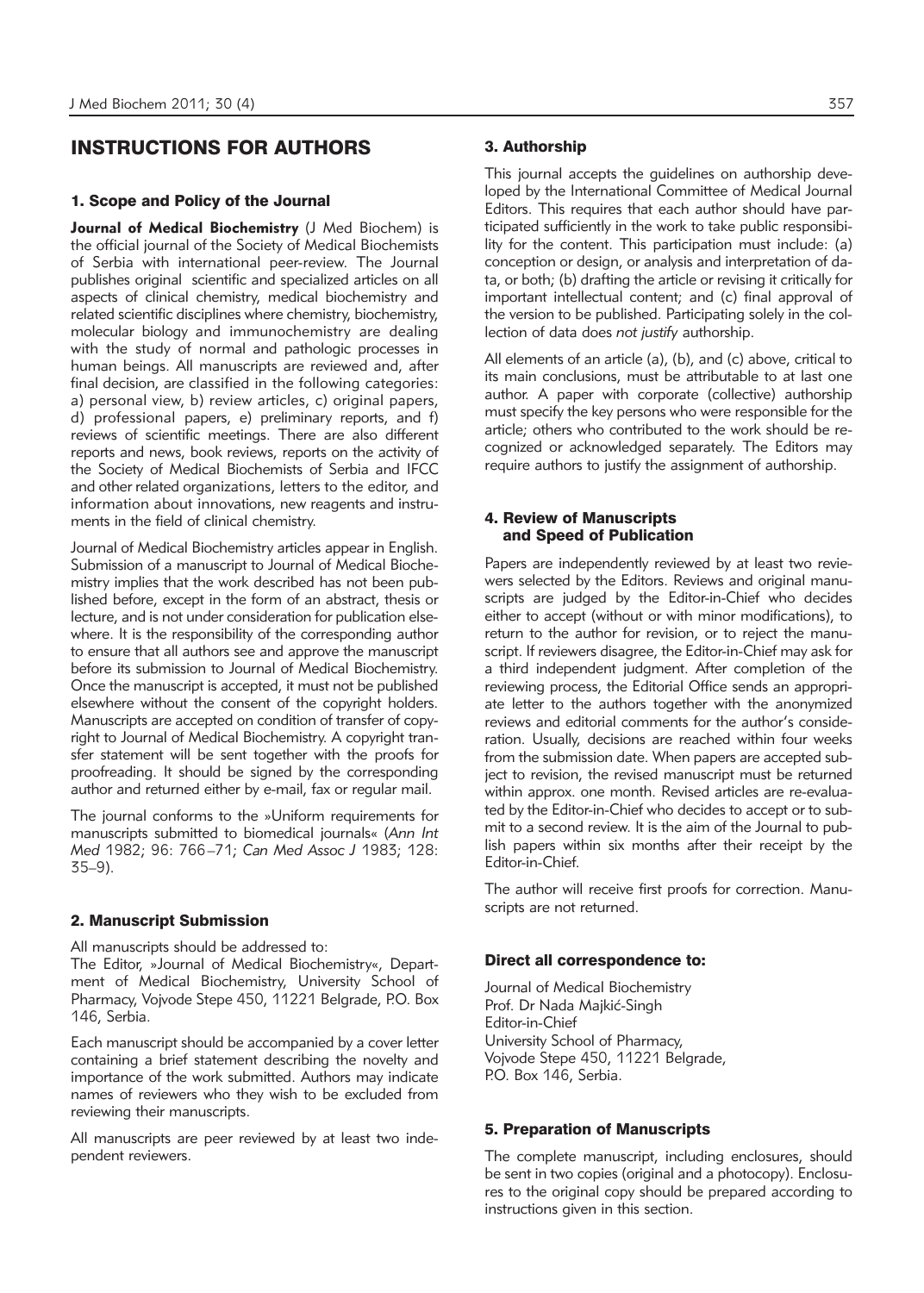# INSTRUCTIONS FOR AUTHORS

## 1. Scope and Policy of the Journal

**Journal of Medical Biochemistry** (J Med Biochem) is the official journal of the Society of Medical Biochemists of Serbia with international peer-review. The Journal publishes original scientific and specialized articles on all aspects of clinical chemistry, medical biochemistry and related scientific disciplines where chemistry, biochemistry, molecular biology and immunochemistry are dealing with the study of normal and pathologic processes in human beings. All manuscripts are reviewed and, after final decision, are classified in the following categories: a) personal view, b) review articles, c) original papers, d) professional papers, e) preliminary reports, and f) reviews of scientific meetings. There are also different reports and news, book reviews, reports on the activity of the Society of Medical Biochemists of Serbia and IFCC and other related organizations, letters to the editor, and information about innovations, new reagents and instruments in the field of clinical chemistry.

Journal of Medical Biochemistry articles appear in English. Submission of a manuscript to Journal of Medical Biochemistry implies that the work described has not been published before, except in the form of an abstract, thesis or lecture, and is not under consideration for publication elsewhere. It is the responsibility of the corresponding author to ensure that all authors see and approve the manuscript before its submission to Journal of Medical Biochemistry. Once the manuscript is accepted, it must not be published elsewhere without the consent of the copyright holders. Manuscripts are accepted on condition of transfer of copyright to Journal of Medical Biochemistry. A copyright transfer statement will be sent together with the proofs for proofreading. It should be signed by the corresponding author and returned either by e-mail, fax or regular mail.

The journal conforms to the »Uniform requirements for manuscripts submitted to biomedical journals« (*Ann Int Med* 1982; 96: 766–71; *Can Med Assoc J* 1983; 128: 35–9).

## 2. Manuscript Submission

All manuscripts should be addressed to:
The Editor, »Journal of Medical Biochemistry«, Department of Medical Biochemistry, University School of Pharmacy, Vojvode Stepe 450, 11221 Belgrade, P.O. Box 146, Serbia.

Each manuscript should be accompanied by a cover letter containing a brief statement describing the novelty and importance of the work submitted. Authors may indicate names of reviewers who they wish to be excluded from reviewing their manuscripts.

All manuscripts are peer reviewed by at least two independent reviewers.

## 3. Authorship

This journal accepts the guidelines on authorship developed by the International Committee of Medical Journal Editors. This requires that each author should have participated sufficiently in the work to take public responsibility for the content. This participation must include: (a) conception or design, or analysis and interpretation of data, or both; (b) drafting the article or revising it critically for important intellectual content; and (c) final approval of the version to be published. Participating solely in the collection of data does *not justify* authorship.

All elements of an article (a), (b), and (c) above, critical to its main conclusions, must be attributable to at last one author. A paper with corporate (collective) authorship must specify the key persons who were responsible for the article; others who contributed to the work should be recognized or acknowledged separately. The Editors may require authors to justify the assignment of authorship.

## 4. Review of Manuscripts and Speed of Publication

Papers are independently reviewed by at least two reviewers selected by the Editors. Reviews and original manuscripts are judged by the Editor-in-Chief who decides either to accept (without or with minor modifications), to return to the author for revision, or to reject the manuscript. If reviewers disagree, the Editor-in-Chief may ask for a third independent judgment. After completion of the reviewing process, the Editorial Office sends an appropriate letter to the authors together with the anonymized reviews and editorial comments for the author's consideration. Usually, decisions are reached within four weeks from the submission date. When papers are accepted subject to revision, the revised manuscript must be returned within approx. one month. Revised articles are re-evaluated by the Editor-in-Chief who decides to accept or to submit to a second review. It is the aim of the Journal to publish papers within six months after their receipt by the Editor-in-Chief.

The author will receive first proofs for correction. Manuscripts are not returned.

## Direct all correspondence to:

Journal of Medical Biochemistry
Prof. Dr Nada Majkić-Singh
Editor-in-Chief
University School of Pharmacy,
Vojvode Stepe 450, 11221 Belgrade,
P.O. Box 146, Serbia.

## 5. Preparation of Manuscripts

The complete manuscript, including enclosures, should be sent in two copies (original and a photocopy). Enclosures to the original copy should be prepared according to instructions given in this section.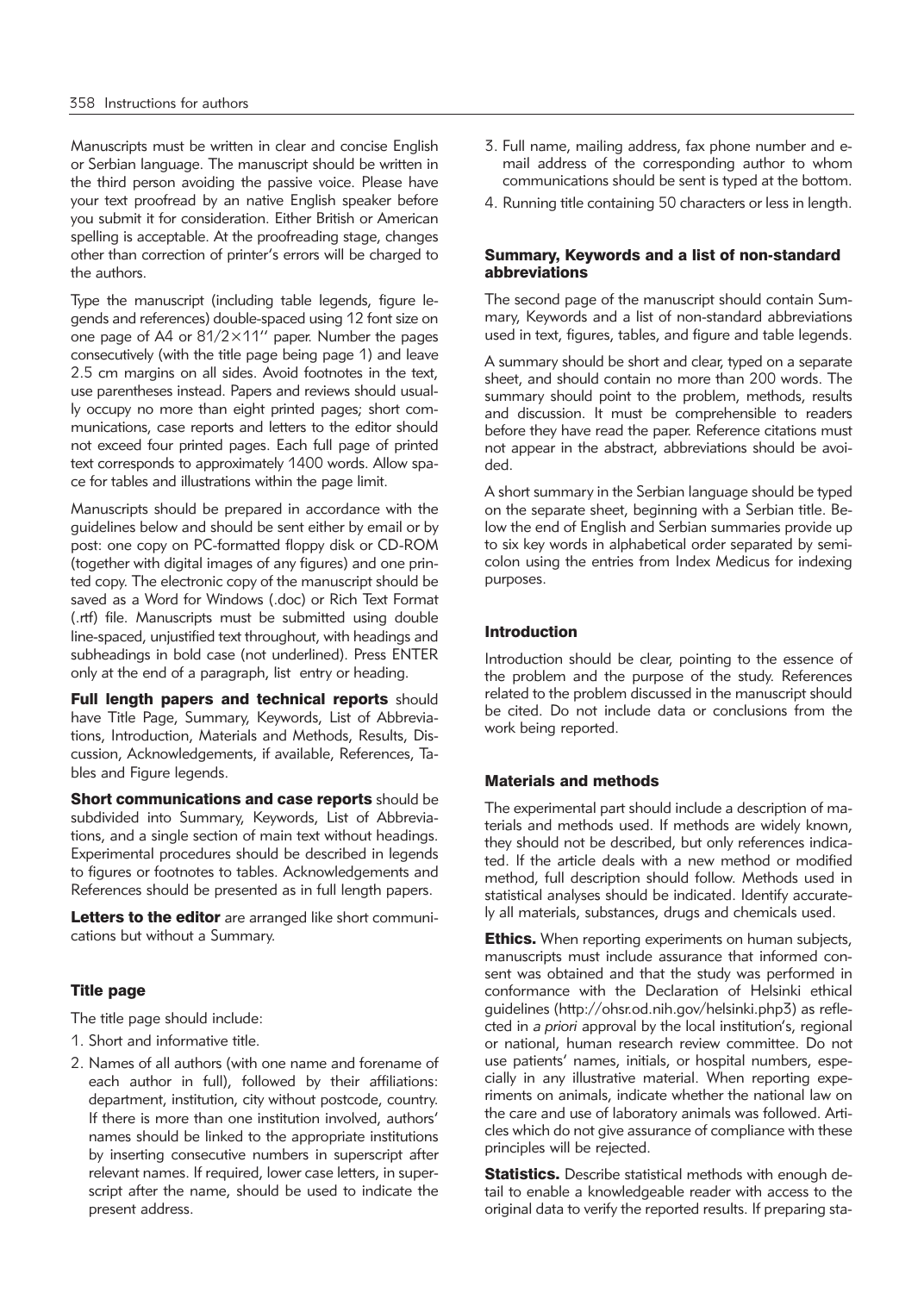Manuscripts must be written in clear and concise English or Serbian language. The manuscript should be written in the third person avoiding the passive voice. Please have your text proofread by an native English speaker before you submit it for consideration. Either British or American spelling is acceptable. At the proofreading stage, changes other than correction of printer's errors will be charged to the authors.

Type the manuscript (including table legends, figure legends and references) double-spaced using 12 font size on one page of A4 or 81/2×11'' paper. Number the pages consecutively (with the title page being page 1) and leave 2.5 cm margins on all sides. Avoid footnotes in the text, use parentheses instead. Papers and reviews should usually occupy no more than eight printed pages; short communications, case reports and letters to the editor should not exceed four printed pages. Each full page of printed text corresponds to approximately 1400 words. Allow space for tables and illustrations within the page limit.

Manuscripts should be prepared in accordance with the guidelines below and should be sent either by email or by post: one copy on PC-formatted floppy disk or CD-ROM (together with digital images of any figures) and one printed copy. The electronic copy of the manuscript should be saved as a Word for Windows (.doc) or Rich Text Format (.rtf) file. Manuscripts must be submitted using double line-spaced, unjustified text throughout, with headings and subheadings in bold case (not underlined). Press ENTER only at the end of a paragraph, list entry or heading.

**Full length papers and technical reports** should have Title Page, Summary, Keywords, List of Abbreviations, Introduction, Materials and Methods, Results, Discussion, Acknowledgements, if available, References, Tables and Figure legends.

**Short communications and case reports** should be subdivided into Summary, Keywords, List of Abbreviations, and a single section of main text without headings. Experimental procedures should be described in legends to figures or footnotes to tables. Acknowledgements and References should be presented as in full length papers.

**Letters to the editor** are arranged like short communications but without a Summary.

### Title page

The title page should include:

1. Short and informative title.
2. Names of all authors (with one name and forename of each author in full), followed by their affiliations: department, institution, city without postcode, country. If there is more than one institution involved, authors' names should be linked to the appropriate institutions by inserting consecutive numbers in superscript after relevant names. If required, lower case letters, in superscript after the name, should be used to indicate the present address.
3. Full name, mailing address, fax phone number and e-mail address of the corresponding author to whom communications should be sent is typed at the bottom.
4. Running title containing 50 characters or less in length.

### Summary, Keywords and a list of non-standard abbreviations

The second page of the manuscript should contain Summary, Keywords and a list of non-standard abbreviations used in text, figures, tables, and figure and table legends.

A summary should be short and clear, typed on a separate sheet, and should contain no more than 200 words. The summary should point to the problem, methods, results and discussion. It must be comprehensible to readers before they have read the paper. Reference citations must not appear in the abstract, abbreviations should be avoided.

A short summary in the Serbian language should be typed on the separate sheet, beginning with a Serbian title. Below the end of English and Serbian summaries provide up to six key words in alphabetical order separated by semicolon using the entries from Index Medicus for indexing purposes.

### Introduction

Introduction should be clear, pointing to the essence of the problem and the purpose of the study. References related to the problem discussed in the manuscript should be cited. Do not include data or conclusions from the work being reported.

### Materials and methods

The experimental part should include a description of materials and methods used. If methods are widely known, they should not be described, but only references indicated. If the article deals with a new method or modified method, full description should follow. Methods used in statistical analyses should be indicated. Identify accurately all materials, substances, drugs and chemicals used.

**Ethics.** When reporting experiments on human subjects, manuscripts must include assurance that informed consent was obtained and that the study was performed in conformance with the Declaration of Helsinki ethical guidelines (http://ohsr.od.nih.gov/helsinki.php3) as reflected in *a priori* approval by the local institution's, regional or national, human research review committee. Do not use patients' names, initials, or hospital numbers, especially in any illustrative material. When reporting experiments on animals, indicate whether the national law on the care and use of laboratory animals was followed. Articles which do not give assurance of compliance with these principles will be rejected.

**Statistics.** Describe statistical methods with enough detail to enable a knowledgeable reader with access to the original data to verify the reported results. If preparing sta-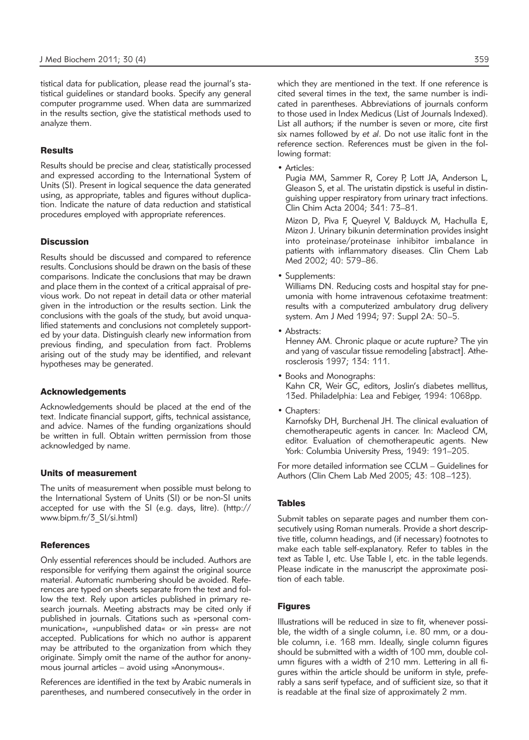tistical data for publication, please read the journal's statistical guidelines or standard books. Specify any general computer programme used. When data are summarized in the results section, give the statistical methods used to analyze them.

## Results

Results should be precise and clear, statistically processed and expressed according to the International System of Units (SI). Present in logical sequence the data generated using, as appropriate, tables and figures without duplication. Indicate the nature of data reduction and statistical procedures employed with appropriate references.

## Discussion

Results should be discussed and compared to reference results. Conclusions should be drawn on the basis of these comparisons. Indicate the conclusions that may be drawn and place them in the context of a critical appraisal of previous work. Do not repeat in detail data or other material given in the introduction or the results section. Link the conclusions with the goals of the study, but avoid unqualified statements and conclusions not completely supported by your data. Distinguish clearly new information from previous finding, and speculation from fact. Problems arising out of the study may be identified, and relevant hypotheses may be generated.

## Acknowledgements

Acknowledgements should be placed at the end of the text. Indicate financial support, gifts, technical assistance, and advice. Names of the funding organizations should be written in full. Obtain written permission from those acknowledged by name.

## Units of measurement

The units of measurement when possible must belong to the International System of Units (SI) or be non-SI units accepted for use with the SI (e.g. days, litre). (http://www.bipm.fr/3_SI/si.html)

## References

Only essential references should be included. Authors are responsible for verifying them against the original source material. Automatic numbering should be avoided. References are typed on sheets separate from the text and follow the text. Rely upon articles published in primary research journals. Meeting abstracts may be cited only if published in journals. Citations such as »personal communication«, »unpublished data« or »in press« are not accepted. Publications for which no author is apparent may be attributed to the organization from which they originate. Simply omit the name of the author for anonymous journal articles – avoid using »Anonymous«.

References are identified in the text by Arabic numerals in parentheses, and numbered consecutively in the order in which they are mentioned in the text. If one reference is cited several times in the text, the same number is indicated in parentheses. Abbreviations of journals conform to those used in Index Medicus (List of Journals Indexed). List all authors; if the number is seven or more, cite first six names followed by *et al*. Do not use italic font in the reference section. References must be given in the following format:

- Articles:
  Pugia MM, Sammer R, Corey P, Lott JA, Anderson L, Gleason S, et al. The uristatin dipstick is useful in distinguishing upper respiratory from urinary tract infections. Clin Chim Acta 2004; 341: 73–81.

  Mizon D, Piva F, Queyrel V, Balduyck M, Hachulla E, Mizon J. Urinary bikunin determination provides insight into proteinase/proteinase inhibitor imbalance in patients with inflammatory diseases. Clin Chem Lab Med 2002; 40: 579–86.

- Supplements:
  Williams DN. Reducing costs and hospital stay for pneumonia with home intravenous cefotaxime treatment: results with a computerized ambulatory drug delivery system. Am J Med 1994; 97: Suppl 2A: 50–5.

- Abstracts:
  Henney AM. Chronic plaque or acute rupture? The yin and yang of vascular tissue remodeling [abstract]. Atherosclerosis 1997; 134: 111.

- Books and Monographs:
  Kahn CR, Weir GC, editors, Joslin's diabetes mellitus, 13ed. Philadelphia: Lea and Febiger, 1994: 1068pp.

- Chapters:
  Karnofsky DH, Burchenal JH. The clinical evaluation of chemotherapeutic agents in cancer. In: Macleod CM, editor. Evaluation of chemotherapeutic agents. New York: Columbia University Press, 1949: 191–205.

For more detailed information see CCLM – Guidelines for Authors (Clin Chem Lab Med 2005; 43: 108–123).

## Tables

Submit tables on separate pages and number them consecutively using Roman numerals. Provide a short descriptive title, column headings, and (if necessary) footnotes to make each table self-explanatory. Refer to tables in the text as Table I, etc. Use Table I, etc. in the table legends. Please indicate in the manuscript the approximate position of each table.

## Figures

Illustrations will be reduced in size to fit, whenever possible, the width of a single column, i.e. 80 mm, or a double column, i.e. 168 mm. Ideally, single column figures should be submitted with a width of 100 mm, double column figures with a width of 210 mm. Lettering in all figures within the article should be uniform in style, preferably a sans serif typeface, and of sufficient size, so that it is readable at the final size of approximately 2 mm.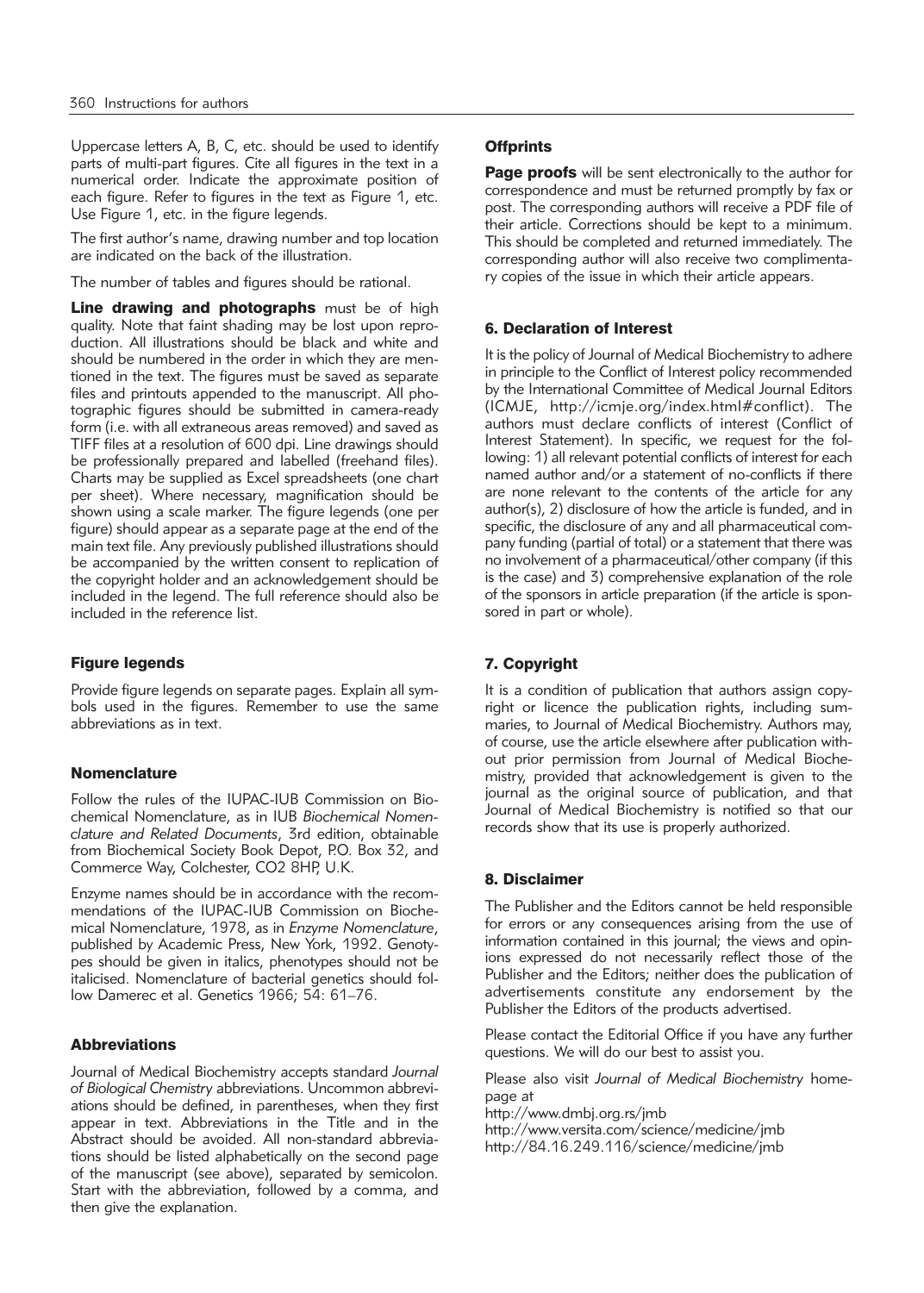Uppercase letters A, B, C, etc. should be used to identify parts of multi-part figures. Cite all figures in the text in a numerical order. Indicate the approximate position of each figure. Refer to figures in the text as Figure 1, etc. Use Figure 1, etc. in the figure legends.

The first author's name, drawing number and top location are indicated on the back of the illustration.

The number of tables and figures should be rational.

**Line drawing and photographs** must be of high quality. Note that faint shading may be lost upon reproduction. All illustrations should be black and white and should be numbered in the order in which they are mentioned in the text. The figures must be saved as separate files and printouts appended to the manuscript. All photographic figures should be submitted in camera-ready form (i.e. with all extraneous areas removed) and saved as TIFF files at a resolution of 600 dpi. Line drawings should be professionally prepared and labelled (freehand files). Charts may be supplied as Excel spreadsheets (one chart per sheet). Where necessary, magnification should be shown using a scale marker. The figure legends (one per figure) should appear as a separate page at the end of the main text file. Any previously published illustrations should be accompanied by the written consent to replication of the copyright holder and an acknowledgement should be included in the legend. The full reference should also be included in the reference list.

### Figure legends

Provide figure legends on separate pages. Explain all symbols used in the figures. Remember to use the same abbreviations as in text.

### Nomenclature

Follow the rules of the IUPAC-IUB Commission on Biochemical Nomenclature, as in IUB *Biochemical Nomenclature and Related Documents*, 3rd edition, obtainable from Biochemical Society Book Depot, P.O. Box 32, and Commerce Way, Colchester, CO2 8HP, U.K.

Enzyme names should be in accordance with the recommendations of the IUPAC-IUB Commission on Biochemical Nomenclature, 1978, as in *Enzyme Nomenclature*, published by Academic Press, New York, 1992. Genotypes should be given in italics, phenotypes should not be italicised. Nomenclature of bacterial genetics should follow Damerec et al. Genetics 1966; 54: 61–76.

### Abbreviations

Journal of Medical Biochemistry accepts standard *Journal of Biological Chemistry* abbreviations. Uncommon abbreviations should be defined, in parentheses, when they first appear in text. Abbreviations in the Title and in the Abstract should be avoided. All non-standard abbreviations should be listed alphabetically on the second page of the manuscript (see above), separated by semicolon. Start with the abbreviation, followed by a comma, and then give the explanation.

### Offprints

**Page proofs** will be sent electronically to the author for correspondence and must be returned promptly by fax or post. The corresponding authors will receive a PDF file of their article. Corrections should be kept to a minimum. This should be completed and returned immediately. The corresponding author will also receive two complimentary copies of the issue in which their article appears.

## 6. Declaration of Interest

It is the policy of Journal of Medical Biochemistry to adhere in principle to the Conflict of Interest policy recommended by the International Committee of Medical Journal Editors (ICMJE, http://icmje.org/index.html#conflict). The authors must declare conflicts of interest (Conflict of Interest Statement). In specific, we request for the following: 1) all relevant potential conflicts of interest for each named author and/or a statement of no-conflicts if there are none relevant to the contents of the article for any author(s), 2) disclosure of how the article is funded, and in specific, the disclosure of any and all pharmaceutical company funding (partial of total) or a statement that there was no involvement of a pharmaceutical/other company (if this is the case) and 3) comprehensive explanation of the role of the sponsors in article preparation (if the article is sponsored in part or whole).

## 7. Copyright

It is a condition of publication that authors assign copyright or licence the publication rights, including summaries, to Journal of Medical Biochemistry. Authors may, of course, use the article elsewhere after publication without prior permission from Journal of Medical Biochemistry, provided that acknowledgement is given to the journal as the original source of publication, and that Journal of Medical Biochemistry is notified so that our records show that its use is properly authorized.

## 8. Disclaimer

The Publisher and the Editors cannot be held responsible for errors or any consequences arising from the use of information contained in this journal; the views and opinions expressed do not necessarily reflect those of the Publisher and the Editors; neither does the publication of advertisements constitute any endorsement by the Publisher the Editors of the products advertised.

Please contact the Editorial Office if you have any further questions. We will do our best to assist you.

Please also visit *Journal of Medical Biochemistry* homepage at
http://www.dmbj.org.rs/jmb
http://www.versita.com/science/medicine/jmb
http://84.16.249.116/science/medicine/jmb